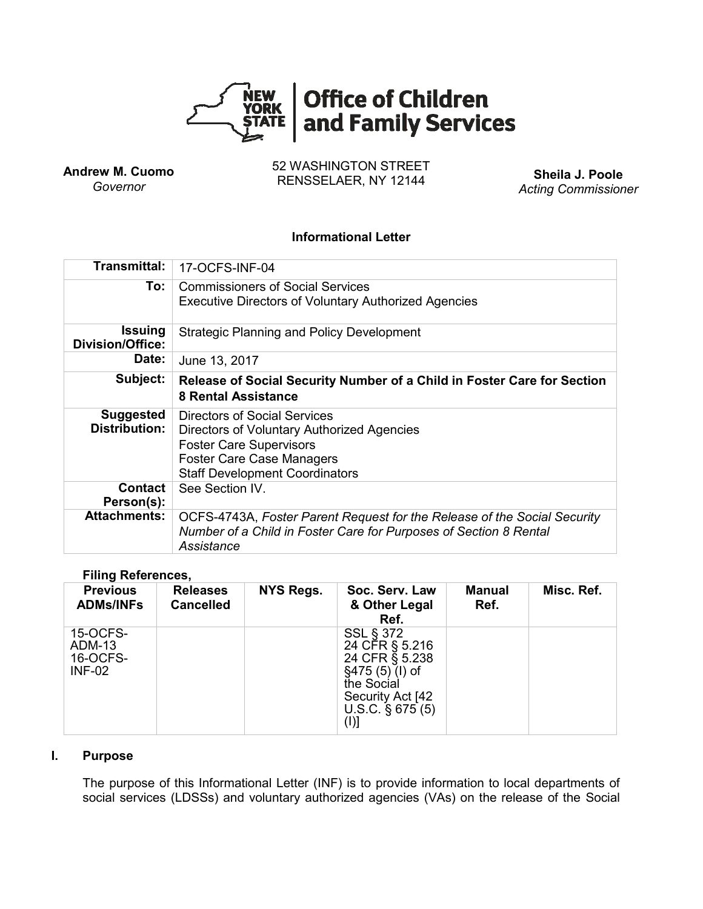**Office of Children and Family Services**

**Andrew M. Cuomo**
*Governor*

52 WASHINGTON STREET
RENSSELAER, NY 12144

**Sheila J. Poole**
*Acting Commissioner*

**Informational Letter**

| | |
|---|---|
| **Transmittal:** | 17-OCFS-INF-04 |
| **To:** | Commissioners of Social Services<br>Executive Directors of Voluntary Authorized Agencies |
| **Issuing Division/Office:** | Strategic Planning and Policy Development |
| **Date:** | June 13, 2017 |
| **Subject:** | **Release of Social Security Number of a Child in Foster Care for Section 8 Rental Assistance** |
| **Suggested Distribution:** | Directors of Social Services<br>Directors of Voluntary Authorized Agencies<br>Foster Care Supervisors<br>Foster Care Case Managers<br>Staff Development Coordinators |
| **Contact Person(s):** | See Section IV. |
| **Attachments:** | OCFS-4743A, *Foster Parent Request for the Release of the Social Security Number of a Child in Foster Care for Purposes of Section 8 Rental Assistance* |

**Filing References,**

| Previous ADMs/INFs | Releases Cancelled | NYS Regs. | Soc. Serv. Law & Other Legal Ref. | Manual Ref. | Misc. Ref. |
|---|---|---|---|---|---|
| 15-OCFS-ADM-13<br>16-OCFS-INF-02 | | | SSL § 372<br>24 CFR § 5.216<br>24 CFR § 5.238<br>§475 (5) (I) of the Social Security Act [42 U.S.C. § 675 (5) (I)] | | |

## I. Purpose

The purpose of this Informational Letter (INF) is to provide information to local departments of social services (LDSSs) and voluntary authorized agencies (VAs) on the release of the Social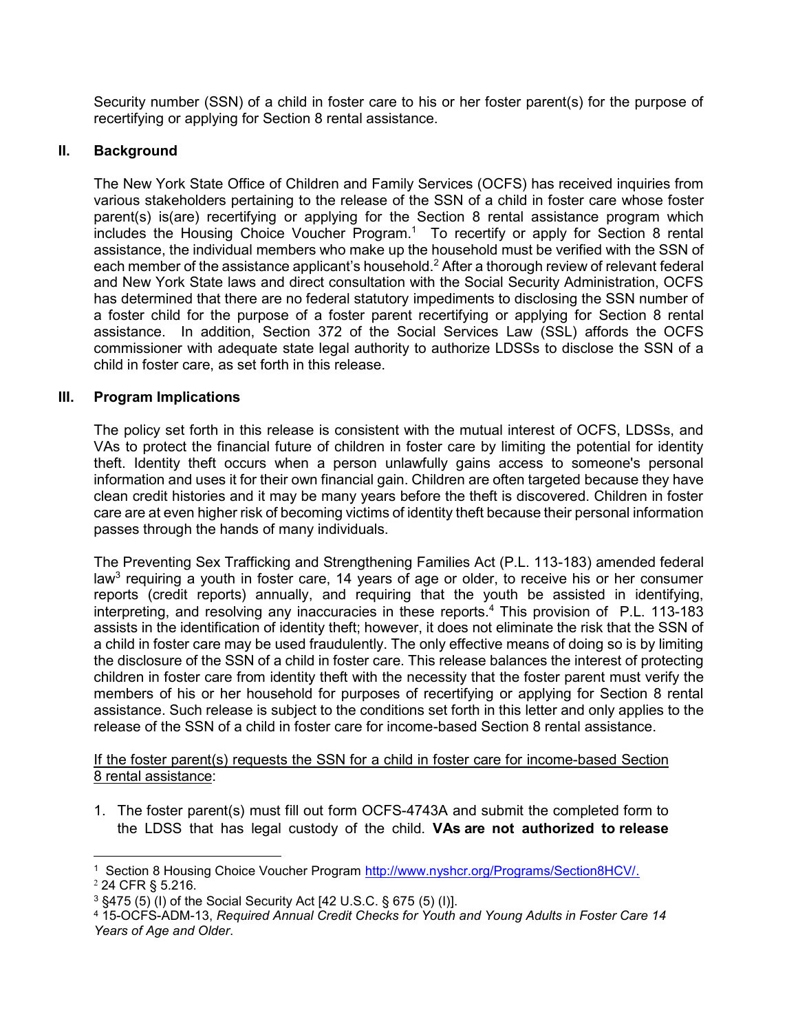Security number (SSN) of a child in foster care to his or her foster parent(s) for the purpose of recertifying or applying for Section 8 rental assistance.

## II. Background

The New York State Office of Children and Family Services (OCFS) has received inquiries from various stakeholders pertaining to the release of the SSN of a child in foster care whose foster parent(s) is(are) recertifying or applying for the Section 8 rental assistance program which includes the Housing Choice Voucher Program.[1] To recertify or apply for Section 8 rental assistance, the individual members who make up the household must be verified with the SSN of each member of the assistance applicant's household.[2] After a thorough review of relevant federal and New York State laws and direct consultation with the Social Security Administration, OCFS has determined that there are no federal statutory impediments to disclosing the SSN number of a foster child for the purpose of a foster parent recertifying or applying for Section 8 rental assistance. In addition, Section 372 of the Social Services Law (SSL) affords the OCFS commissioner with adequate state legal authority to authorize LDSSs to disclose the SSN of a child in foster care, as set forth in this release.

## III. Program Implications

The policy set forth in this release is consistent with the mutual interest of OCFS, LDSSs, and VAs to protect the financial future of children in foster care by limiting the potential for identity theft. Identity theft occurs when a person unlawfully gains access to someone's personal information and uses it for their own financial gain. Children are often targeted because they have clean credit histories and it may be many years before the theft is discovered. Children in foster care are at even higher risk of becoming victims of identity theft because their personal information passes through the hands of many individuals.

The Preventing Sex Trafficking and Strengthening Families Act (P.L. 113-183) amended federal law[3] requiring a youth in foster care, 14 years of age or older, to receive his or her consumer reports (credit reports) annually, and requiring that the youth be assisted in identifying, interpreting, and resolving any inaccuracies in these reports.[4] This provision of P.L. 113-183 assists in the identification of identity theft; however, it does not eliminate the risk that the SSN of a child in foster care may be used fraudulently. The only effective means of doing so is by limiting the disclosure of the SSN of a child in foster care. This release balances the interest of protecting children in foster care from identity theft with the necessity that the foster parent must verify the members of his or her household for purposes of recertifying or applying for Section 8 rental assistance. Such release is subject to the conditions set forth in this letter and only applies to the release of the SSN of a child in foster care for income-based Section 8 rental assistance.

<u>If the foster parent(s) requests the SSN for a child in foster care for income-based Section 8 rental assistance</u>:

1. The foster parent(s) must fill out form OCFS-4743A and submit the completed form to the LDSS that has legal custody of the child. **VAs are not authorized to release**

---

[1] Section 8 Housing Choice Voucher Program http://www.nyshcr.org/Programs/Section8HCV/.

[2] 24 CFR § 5.216.

[3] §475 (5) (I) of the Social Security Act [42 U.S.C. § 675 (5) (I)].

[4] 15-OCFS-ADM-13, *Required Annual Credit Checks for Youth and Young Adults in Foster Care 14 Years of Age and Older*.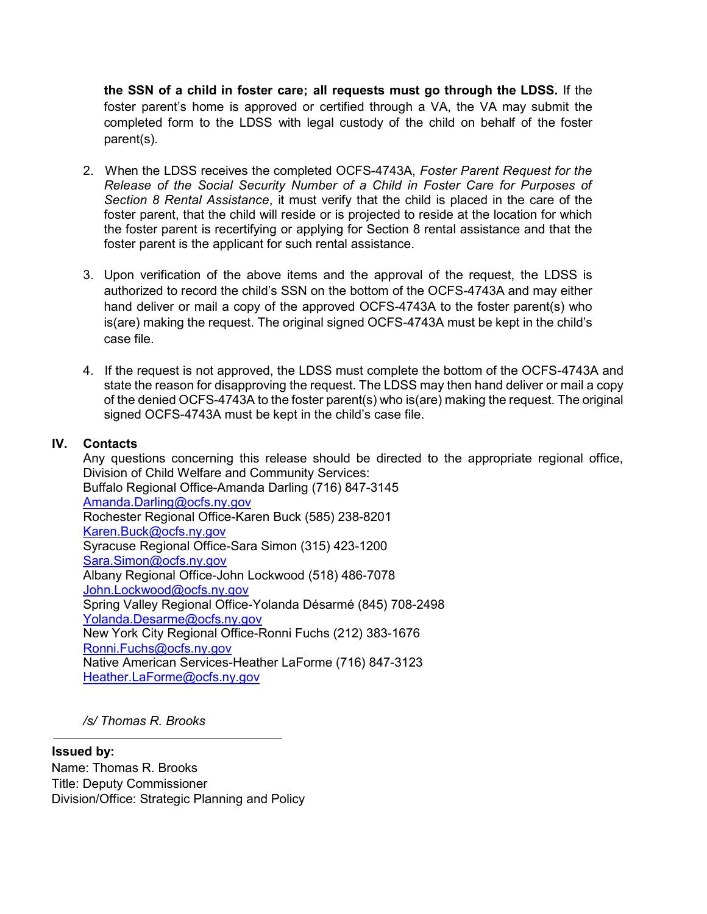**the SSN of a child in foster care; all requests must go through the LDSS.** If the foster parent's home is approved or certified through a VA, the VA may submit the completed form to the LDSS with legal custody of the child on behalf of the foster parent(s).

2. When the LDSS receives the completed OCFS-4743A, *Foster Parent Request for the Release of the Social Security Number of a Child in Foster Care for Purposes of Section 8 Rental Assistance*, it must verify that the child is placed in the care of the foster parent, that the child will reside or is projected to reside at the location for which the foster parent is recertifying or applying for Section 8 rental assistance and that the foster parent is the applicant for such rental assistance.

3. Upon verification of the above items and the approval of the request, the LDSS is authorized to record the child's SSN on the bottom of the OCFS-4743A and may either hand deliver or mail a copy of the approved OCFS-4743A to the foster parent(s) who is(are) making the request. The original signed OCFS-4743A must be kept in the child's case file.

4. If the request is not approved, the LDSS must complete the bottom of the OCFS-4743A and state the reason for disapproving the request. The LDSS may then hand deliver or mail a copy of the denied OCFS-4743A to the foster parent(s) who is(are) making the request. The original signed OCFS-4743A must be kept in the child's case file.

## IV. Contacts

Any questions concerning this release should be directed to the appropriate regional office, Division of Child Welfare and Community Services:

Buffalo Regional Office-Amanda Darling (716) 847-3145
Amanda.Darling@ocfs.ny.gov

Rochester Regional Office-Karen Buck (585) 238-8201
Karen.Buck@ocfs.ny.gov

Syracuse Regional Office-Sara Simon (315) 423-1200
Sara.Simon@ocfs.ny.gov

Albany Regional Office-John Lockwood (518) 486-7078
John.Lockwood@ocfs.ny.gov

Spring Valley Regional Office-Yolanda Désarmé (845) 708-2498
Yolanda.Desarme@ocfs.ny.gov

New York City Regional Office-Ronni Fuchs (212) 383-1676
Ronni.Fuchs@ocfs.ny.gov

Native American Services-Heather LaForme (716) 847-3123
Heather.LaForme@ocfs.ny.gov

*/s/ Thomas R. Brooks*

---

**Issued by:**
Name: Thomas R. Brooks
Title: Deputy Commissioner
Division/Office: Strategic Planning and Policy